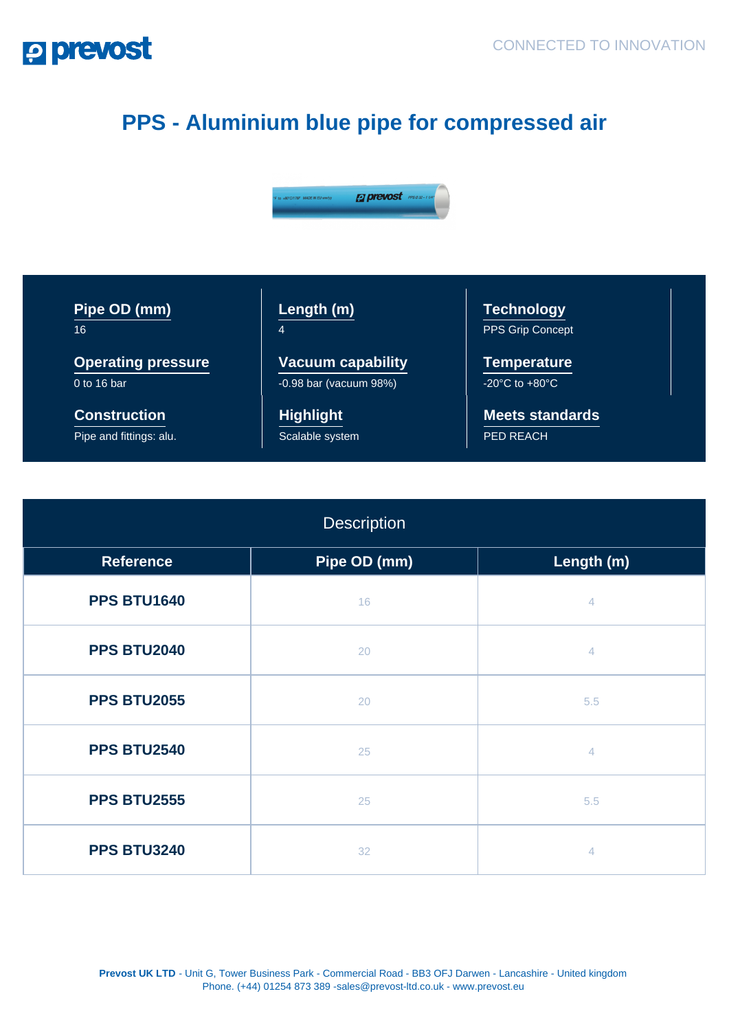# PPS - Aluminium blue pipe for compressed air

**Pipe OD (mm)**
16

**Length (m)**
4

**Technology**
PPS Grip Concept

**Operating pressure**
0 to 16 bar

**Vacuum capability**
-0.98 bar (vacuum 98%)

**Temperature**
-20°C to +80°C

**Construction**
Pipe and fittings: alu.

**Highlight**
Scalable system

**Meets standards**
PED REACH

| Description | | |
|---|---|---|
| **Reference** | **Pipe OD (mm)** | **Length (m)** |
| **PPS BTU1640** | 16 | 4 |
| **PPS BTU2040** | 20 | 4 |
| **PPS BTU2055** | 20 | 5.5 |
| **PPS BTU2540** | 25 | 4 |
| **PPS BTU2555** | 25 | 5.5 |
| **PPS BTU3240** | 32 | 4 |

**Prevost UK LTD** - Unit G, Tower Business Park - Commercial Road - BB3 OFJ Darwen - Lancashire - United kingdom
Phone. (+44) 01254 873 389 -sales@prevost-ltd.co.uk - www.prevost.eu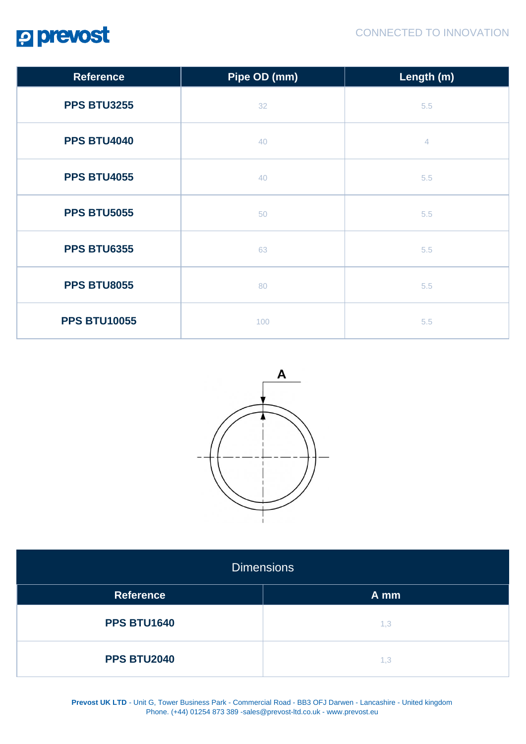| Reference | Pipe OD (mm) | Length (m) |
|---|---|---|
| **PPS BTU3255** | 32 | 5.5 |
| **PPS BTU4040** | 40 | 4 |
| **PPS BTU4055** | 40 | 5.5 |
| **PPS BTU5055** | 50 | 5.5 |
| **PPS BTU6355** | 63 | 5.5 |
| **PPS BTU8055** | 80 | 5.5 |
| **PPS BTU10055** | 100 | 5.5 |

A

| Dimensions | |
|---|---|
| **Reference** | **A mm** |
| **PPS BTU1640** | 1,3 |
| **PPS BTU2040** | 1,3 |

**Prevost UK LTD** - Unit G, Tower Business Park - Commercial Road - BB3 OFJ Darwen - Lancashire - United kingdom
Phone. (+44) 01254 873 389 -sales@prevost-ltd.co.uk - www.prevost.eu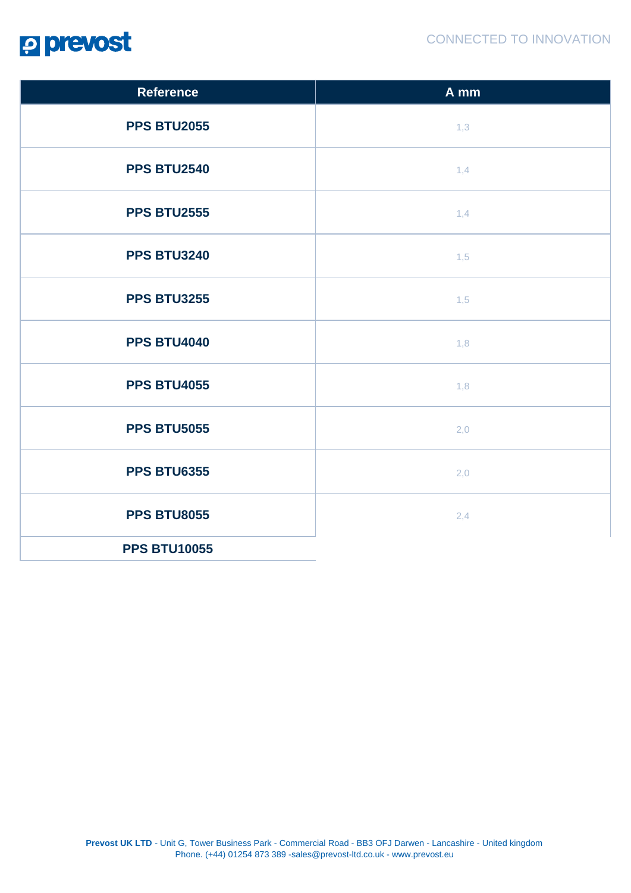| Reference | A mm |
|---|---|
| PPS BTU2055 | 1,3 |
| PPS BTU2540 | 1,4 |
| PPS BTU2555 | 1,4 |
| PPS BTU3240 | 1,5 |
| PPS BTU3255 | 1,5 |
| PPS BTU4040 | 1,8 |
| PPS BTU4055 | 1,8 |
| PPS BTU5055 | 2,0 |
| PPS BTU6355 | 2,0 |
| PPS BTU8055 | 2,4 |
| PPS BTU10055 | |